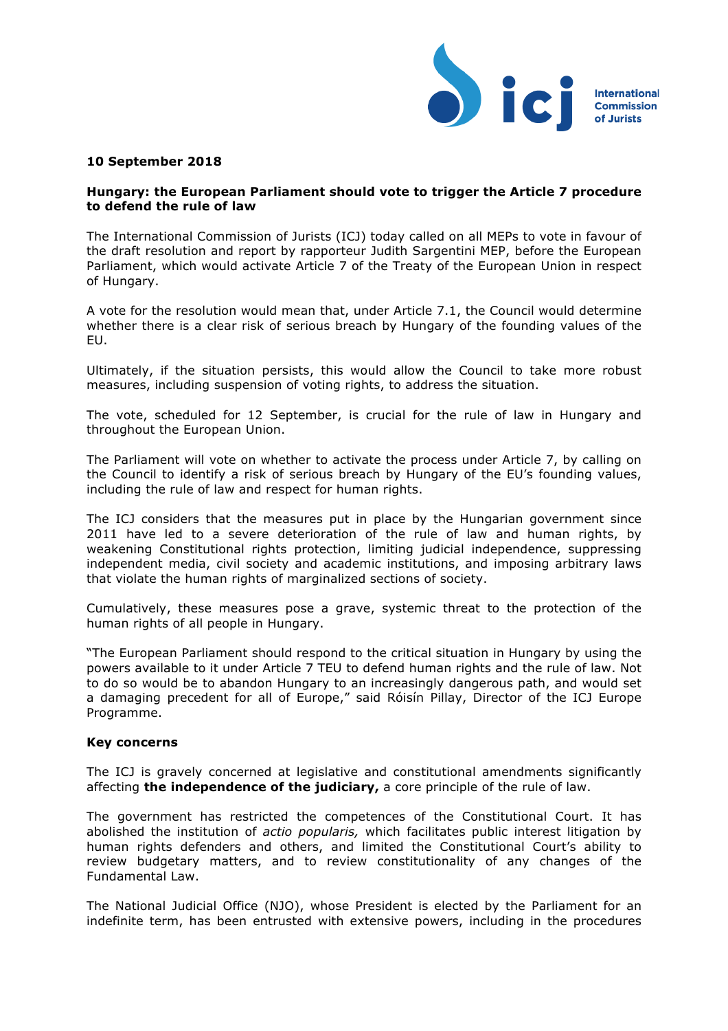**10 September 2018**

## Hungary: the European Parliament should vote to trigger the Article 7 procedure to defend the rule of law

The International Commission of Jurists (ICJ) today called on all MEPs to vote in favour of the draft resolution and report by rapporteur Judith Sargentini MEP, before the European Parliament, which would activate Article 7 of the Treaty of the European Union in respect of Hungary.

A vote for the resolution would mean that, under Article 7.1, the Council would determine whether there is a clear risk of serious breach by Hungary of the founding values of the EU.

Ultimately, if the situation persists, this would allow the Council to take more robust measures, including suspension of voting rights, to address the situation.

The vote, scheduled for 12 September, is crucial for the rule of law in Hungary and throughout the European Union.

The Parliament will vote on whether to activate the process under Article 7, by calling on the Council to identify a risk of serious breach by Hungary of the EU's founding values, including the rule of law and respect for human rights.

The ICJ considers that the measures put in place by the Hungarian government since 2011 have led to a severe deterioration of the rule of law and human rights, by weakening Constitutional rights protection, limiting judicial independence, suppressing independent media, civil society and academic institutions, and imposing arbitrary laws that violate the human rights of marginalized sections of society.

Cumulatively, these measures pose a grave, systemic threat to the protection of the human rights of all people in Hungary.

"The European Parliament should respond to the critical situation in Hungary by using the powers available to it under Article 7 TEU to defend human rights and the rule of law. Not to do so would be to abandon Hungary to an increasingly dangerous path, and would set a damaging precedent for all of Europe," said Róisín Pillay, Director of the ICJ Europe Programme.

### Key concerns

The ICJ is gravely concerned at legislative and constitutional amendments significantly affecting **the independence of the judiciary,** a core principle of the rule of law.

The government has restricted the competences of the Constitutional Court. It has abolished the institution of *actio popularis,* which facilitates public interest litigation by human rights defenders and others, and limited the Constitutional Court's ability to review budgetary matters, and to review constitutionality of any changes of the Fundamental Law.

The National Judicial Office (NJO), whose President is elected by the Parliament for an indefinite term, has been entrusted with extensive powers, including in the procedures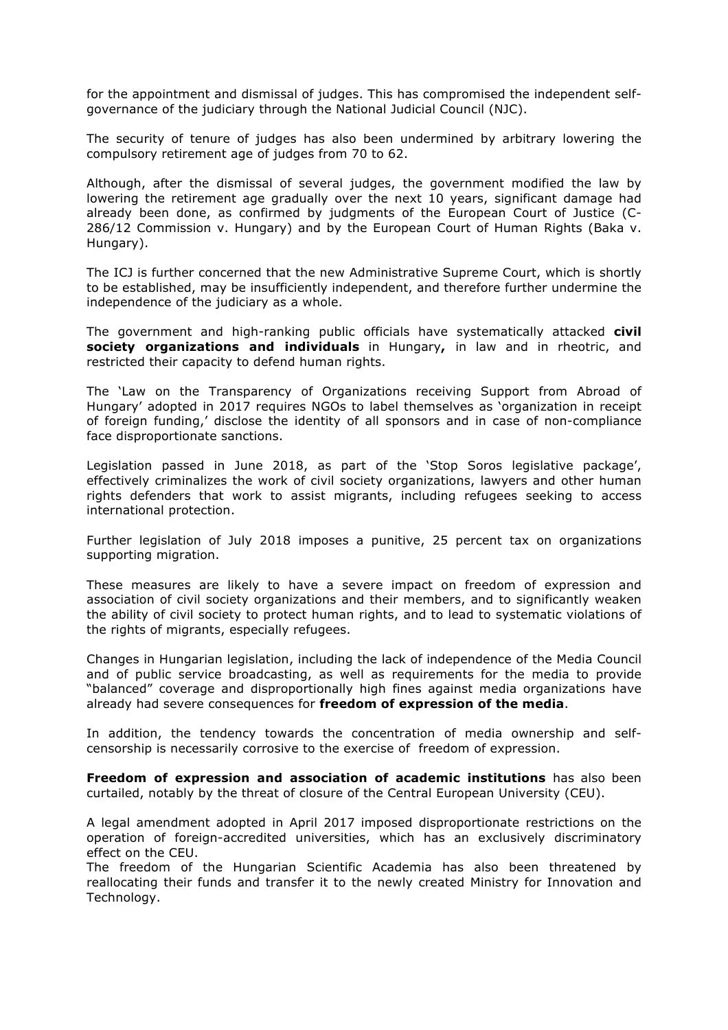for the appointment and dismissal of judges. This has compromised the independent self-governance of the judiciary through the National Judicial Council (NJC).

The security of tenure of judges has also been undermined by arbitrary lowering the compulsory retirement age of judges from 70 to 62.

Although, after the dismissal of several judges, the government modified the law by lowering the retirement age gradually over the next 10 years, significant damage had already been done, as confirmed by judgments of the European Court of Justice (C-286/12 Commission v. Hungary) and by the European Court of Human Rights (Baka v. Hungary).

The ICJ is further concerned that the new Administrative Supreme Court, which is shortly to be established, may be insufficiently independent, and therefore further undermine the independence of the judiciary as a whole.

The government and high-ranking public officials have systematically attacked **civil society organizations and individuals** in Hungary**,** in law and in rheotric, and restricted their capacity to defend human rights.

The 'Law on the Transparency of Organizations receiving Support from Abroad of Hungary' adopted in 2017 requires NGOs to label themselves as 'organization in receipt of foreign funding,' disclose the identity of all sponsors and in case of non-compliance face disproportionate sanctions.

Legislation passed in June 2018, as part of the 'Stop Soros legislative package', effectively criminalizes the work of civil society organizations, lawyers and other human rights defenders that work to assist migrants, including refugees seeking to access international protection.

Further legislation of July 2018 imposes a punitive, 25 percent tax on organizations supporting migration.

These measures are likely to have a severe impact on freedom of expression and association of civil society organizations and their members, and to significantly weaken the ability of civil society to protect human rights, and to lead to systematic violations of the rights of migrants, especially refugees.

Changes in Hungarian legislation, including the lack of independence of the Media Council and of public service broadcasting, as well as requirements for the media to provide "balanced" coverage and disproportionally high fines against media organizations have already had severe consequences for **freedom of expression of the media**.

In addition, the tendency towards the concentration of media ownership and self-censorship is necessarily corrosive to the exercise of freedom of expression.

**Freedom of expression and association of academic institutions** has also been curtailed, notably by the threat of closure of the Central European University (CEU).

A legal amendment adopted in April 2017 imposed disproportionate restrictions on the operation of foreign-accredited universities, which has an exclusively discriminatory effect on the CEU.
The freedom of the Hungarian Scientific Academia has also been threatened by reallocating their funds and transfer it to the newly created Ministry for Innovation and Technology.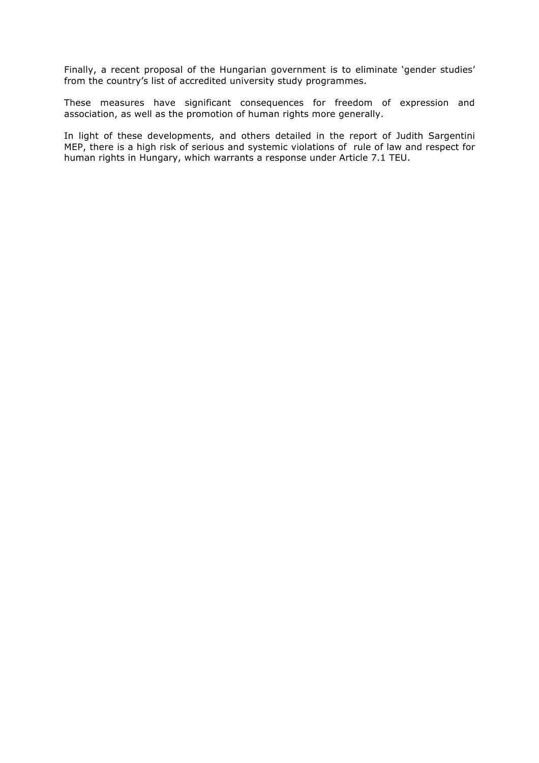Finally, a recent proposal of the Hungarian government is to eliminate 'gender studies' from the country's list of accredited university study programmes.

These measures have significant consequences for freedom of expression and association, as well as the promotion of human rights more generally.

In light of these developments, and others detailed in the report of Judith Sargentini MEP, there is a high risk of serious and systemic violations of rule of law and respect for human rights in Hungary, which warrants a response under Article 7.1 TEU.